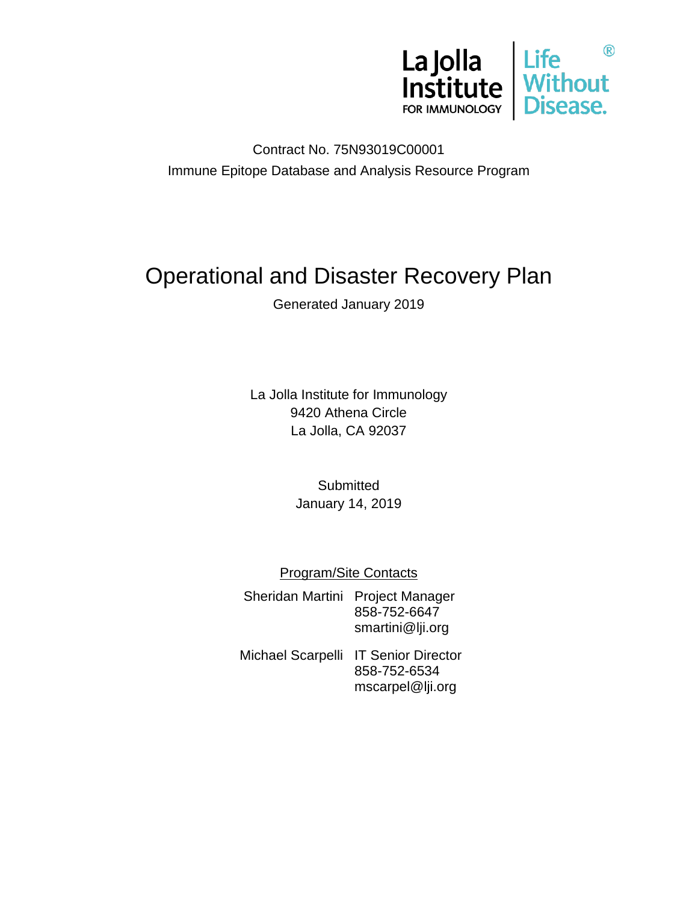La Jolla Institute FOR IMMUNOLOGY | Life Without Disease.®

Contract No. 75N93019C00001

Immune Epitope Database and Analysis Resource Program

# Operational and Disaster Recovery Plan

Generated January 2019

La Jolla Institute for Immunology
9420 Athena Circle
La Jolla, CA 92037

Submitted
January 14, 2019

<u>Program/Site Contacts</u>

| | |
|---|---|
| Sheridan Martini | Project Manager<br>858-752-6647<br>smartini@lji.org |
| Michael Scarpelli | IT Senior Director<br>858-752-6534<br>mscarpel@lji.org |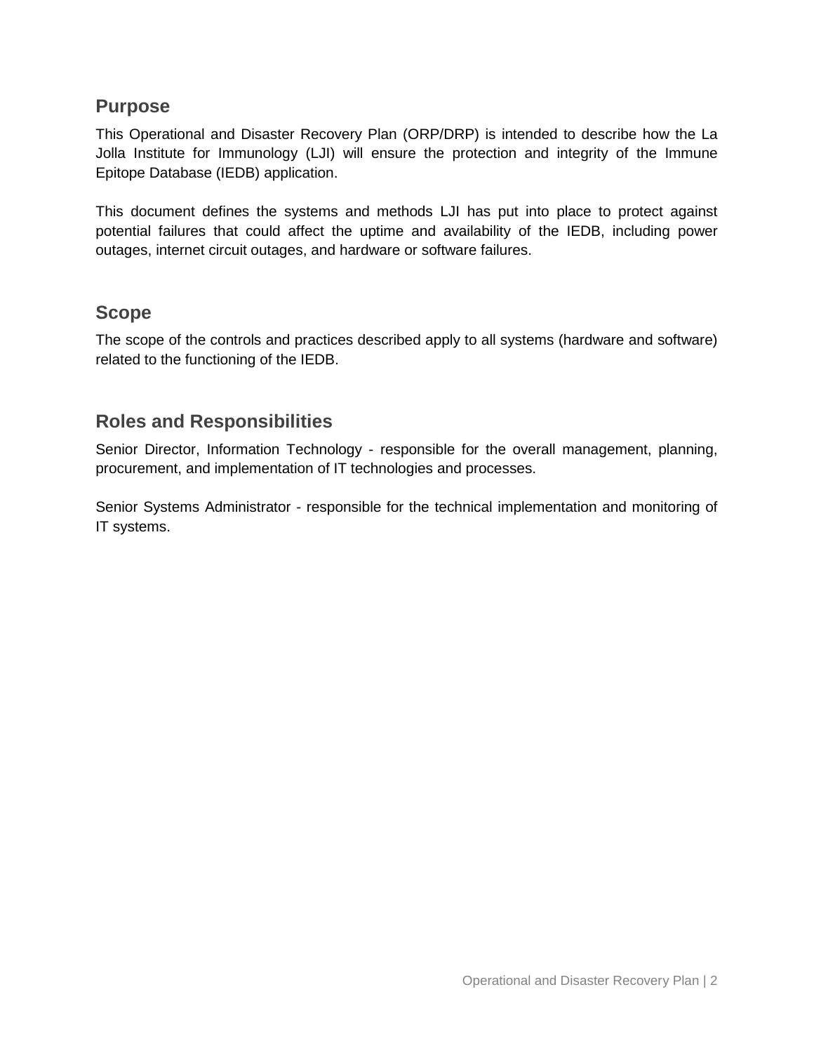## Purpose

This Operational and Disaster Recovery Plan (ORP/DRP) is intended to describe how the La Jolla Institute for Immunology (LJI) will ensure the protection and integrity of the Immune Epitope Database (IEDB) application.

This document defines the systems and methods LJI has put into place to protect against potential failures that could affect the uptime and availability of the IEDB, including power outages, internet circuit outages, and hardware or software failures.

## Scope

The scope of the controls and practices described apply to all systems (hardware and software) related to the functioning of the IEDB.

## Roles and Responsibilities

Senior Director, Information Technology - responsible for the overall management, planning, procurement, and implementation of IT technologies and processes.

Senior Systems Administrator - responsible for the technical implementation and monitoring of IT systems.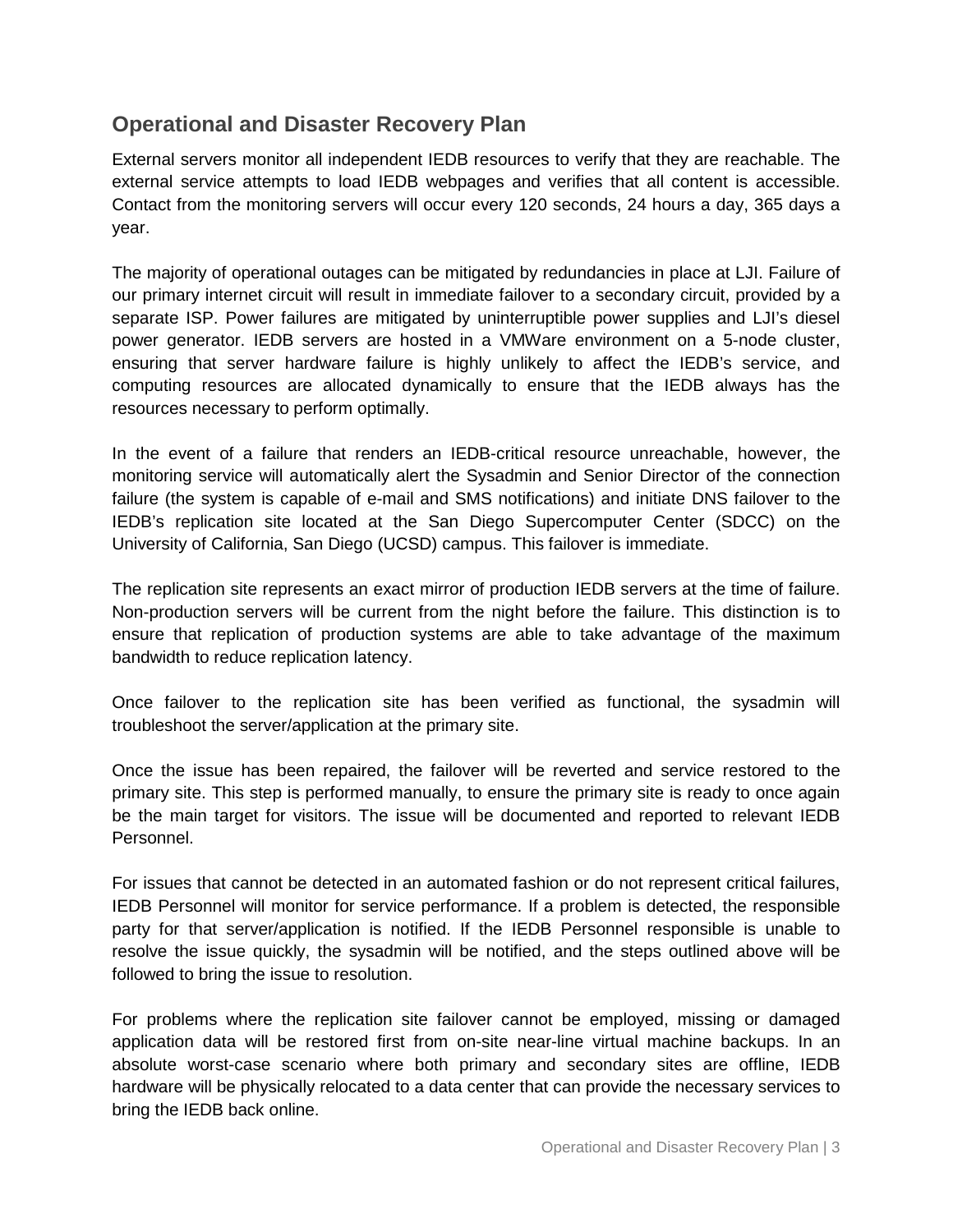## Operational and Disaster Recovery Plan

External servers monitor all independent IEDB resources to verify that they are reachable. The external service attempts to load IEDB webpages and verifies that all content is accessible. Contact from the monitoring servers will occur every 120 seconds, 24 hours a day, 365 days a year.

The majority of operational outages can be mitigated by redundancies in place at LJI. Failure of our primary internet circuit will result in immediate failover to a secondary circuit, provided by a separate ISP. Power failures are mitigated by uninterruptible power supplies and LJI's diesel power generator. IEDB servers are hosted in a VMWare environment on a 5-node cluster, ensuring that server hardware failure is highly unlikely to affect the IEDB's service, and computing resources are allocated dynamically to ensure that the IEDB always has the resources necessary to perform optimally.

In the event of a failure that renders an IEDB-critical resource unreachable, however, the monitoring service will automatically alert the Sysadmin and Senior Director of the connection failure (the system is capable of e-mail and SMS notifications) and initiate DNS failover to the IEDB's replication site located at the San Diego Supercomputer Center (SDCC) on the University of California, San Diego (UCSD) campus. This failover is immediate.

The replication site represents an exact mirror of production IEDB servers at the time of failure. Non-production servers will be current from the night before the failure. This distinction is to ensure that replication of production systems are able to take advantage of the maximum bandwidth to reduce replication latency.

Once failover to the replication site has been verified as functional, the sysadmin will troubleshoot the server/application at the primary site.

Once the issue has been repaired, the failover will be reverted and service restored to the primary site. This step is performed manually, to ensure the primary site is ready to once again be the main target for visitors. The issue will be documented and reported to relevant IEDB Personnel.

For issues that cannot be detected in an automated fashion or do not represent critical failures, IEDB Personnel will monitor for service performance. If a problem is detected, the responsible party for that server/application is notified. If the IEDB Personnel responsible is unable to resolve the issue quickly, the sysadmin will be notified, and the steps outlined above will be followed to bring the issue to resolution.

For problems where the replication site failover cannot be employed, missing or damaged application data will be restored first from on-site near-line virtual machine backups. In an absolute worst-case scenario where both primary and secondary sites are offline, IEDB hardware will be physically relocated to a data center that can provide the necessary services to bring the IEDB back online.